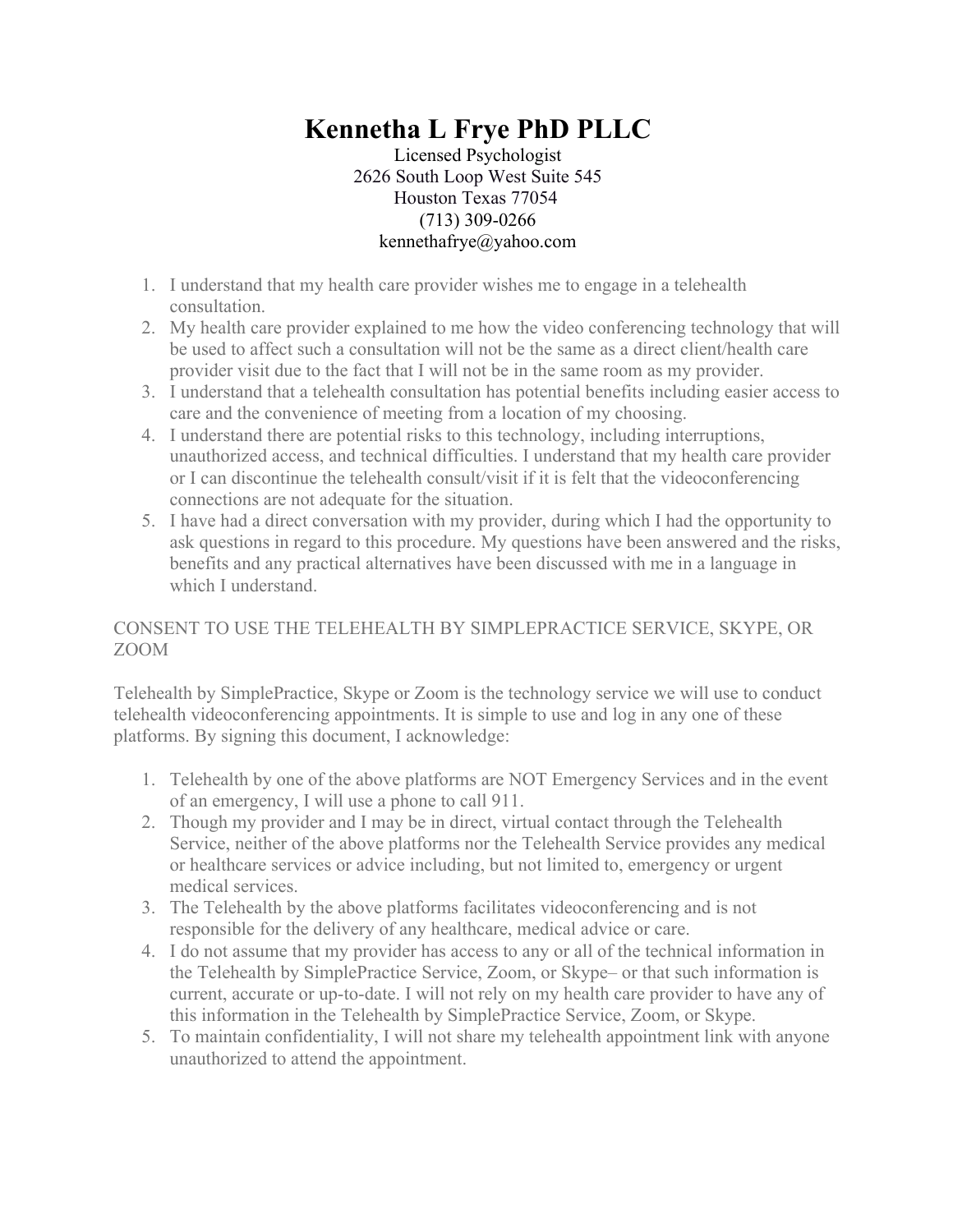# Kennetha L Frye PhD PLLC

Licensed Psychologist
2626 South Loop West Suite 545
Houston Texas 77054
(713) 309-0266
kennethafrye@yahoo.com

1. I understand that my health care provider wishes me to engage in a telehealth consultation.
2. My health care provider explained to me how the video conferencing technology that will be used to affect such a consultation will not be the same as a direct client/health care provider visit due to the fact that I will not be in the same room as my provider.
3. I understand that a telehealth consultation has potential benefits including easier access to care and the convenience of meeting from a location of my choosing.
4. I understand there are potential risks to this technology, including interruptions, unauthorized access, and technical difficulties. I understand that my health care provider or I can discontinue the telehealth consult/visit if it is felt that the videoconferencing connections are not adequate for the situation.
5. I have had a direct conversation with my provider, during which I had the opportunity to ask questions in regard to this procedure. My questions have been answered and the risks, benefits and any practical alternatives have been discussed with me in a language in which I understand.

CONSENT TO USE THE TELEHEALTH BY SIMPLEPRACTICE SERVICE, SKYPE, OR ZOOM

Telehealth by SimplePractice, Skype or Zoom is the technology service we will use to conduct telehealth videoconferencing appointments. It is simple to use and log in any one of these platforms. By signing this document, I acknowledge:

1. Telehealth by one of the above platforms are NOT Emergency Services and in the event of an emergency, I will use a phone to call 911.
2. Though my provider and I may be in direct, virtual contact through the Telehealth Service, neither of the above platforms nor the Telehealth Service provides any medical or healthcare services or advice including, but not limited to, emergency or urgent medical services.
3. The Telehealth by the above platforms facilitates videoconferencing and is not responsible for the delivery of any healthcare, medical advice or care.
4. I do not assume that my provider has access to any or all of the technical information in the Telehealth by SimplePractice Service, Zoom, or Skype– or that such information is current, accurate or up-to-date. I will not rely on my health care provider to have any of this information in the Telehealth by SimplePractice Service, Zoom, or Skype.
5. To maintain confidentiality, I will not share my telehealth appointment link with anyone unauthorized to attend the appointment.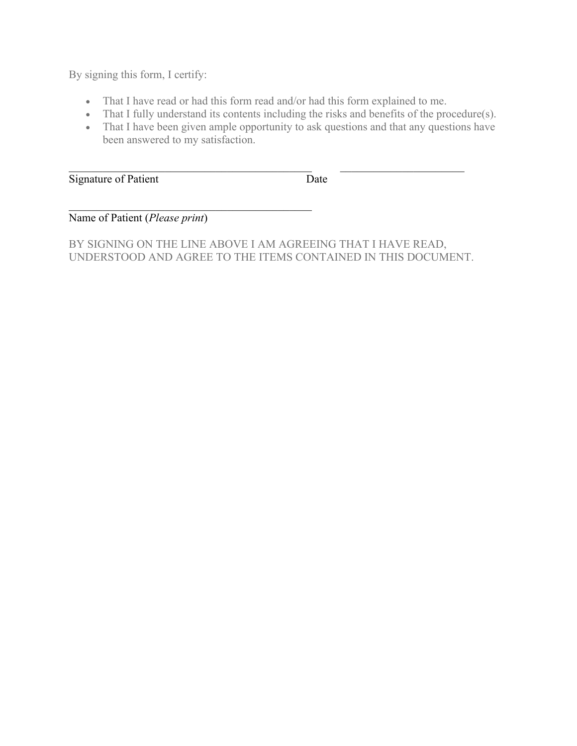By signing this form, I certify:

- That I have read or had this form read and/or had this form explained to me.
- That I fully understand its contents including the risks and benefits of the procedure(s).
- That I have been given ample opportunity to ask questions and that any questions have been answered to my satisfaction.

_____________________________________________ ______________________

Signature of Patient Date

_____________________________________________

Name of Patient (*Please print*)

BY SIGNING ON THE LINE ABOVE I AM AGREEING THAT I HAVE READ, UNDERSTOOD AND AGREE TO THE ITEMS CONTAINED IN THIS DOCUMENT.